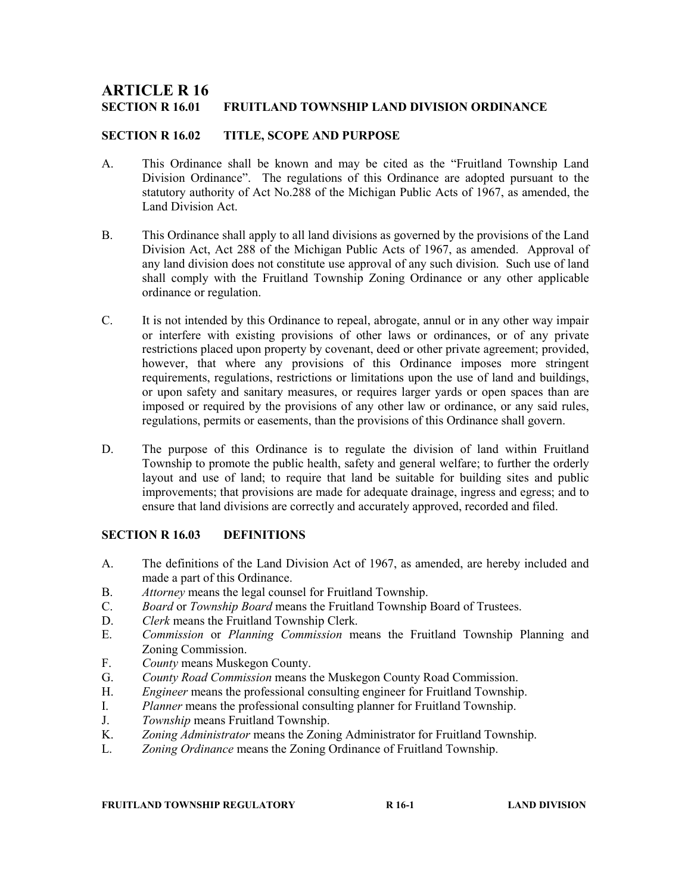# ARTICLE R 16

## SECTION R 16.01 FRUITLAND TOWNSHIP LAND DIVISION ORDINANCE

## SECTION R 16.02 TITLE, SCOPE AND PURPOSE

A. This Ordinance shall be known and may be cited as the "Fruitland Township Land Division Ordinance". The regulations of this Ordinance are adopted pursuant to the statutory authority of Act No.288 of the Michigan Public Acts of 1967, as amended, the Land Division Act.

B. This Ordinance shall apply to all land divisions as governed by the provisions of the Land Division Act, Act 288 of the Michigan Public Acts of 1967, as amended. Approval of any land division does not constitute use approval of any such division. Such use of land shall comply with the Fruitland Township Zoning Ordinance or any other applicable ordinance or regulation.

C. It is not intended by this Ordinance to repeal, abrogate, annul or in any other way impair or interfere with existing provisions of other laws or ordinances, or of any private restrictions placed upon property by covenant, deed or other private agreement; provided, however, that where any provisions of this Ordinance imposes more stringent requirements, regulations, restrictions or limitations upon the use of land and buildings, or upon safety and sanitary measures, or requires larger yards or open spaces than are imposed or required by the provisions of any other law or ordinance, or any said rules, regulations, permits or easements, than the provisions of this Ordinance shall govern.

D. The purpose of this Ordinance is to regulate the division of land within Fruitland Township to promote the public health, safety and general welfare; to further the orderly layout and use of land; to require that land be suitable for building sites and public improvements; that provisions are made for adequate drainage, ingress and egress; and to ensure that land divisions are correctly and accurately approved, recorded and filed.

## SECTION R 16.03 DEFINITIONS

A. The definitions of the Land Division Act of 1967, as amended, are hereby included and made a part of this Ordinance.

B. *Attorney* means the legal counsel for Fruitland Township.

C. *Board* or *Township Board* means the Fruitland Township Board of Trustees.

D. *Clerk* means the Fruitland Township Clerk.

E. *Commission* or *Planning Commission* means the Fruitland Township Planning and Zoning Commission.

F. *County* means Muskegon County.

G. *County Road Commission* means the Muskegon County Road Commission.

H. *Engineer* means the professional consulting engineer for Fruitland Township.

I. *Planner* means the professional consulting planner for Fruitland Township.

J. *Township* means Fruitland Township.

K. *Zoning Administrator* means the Zoning Administrator for Fruitland Township.

L. *Zoning Ordinance* means the Zoning Ordinance of Fruitland Township.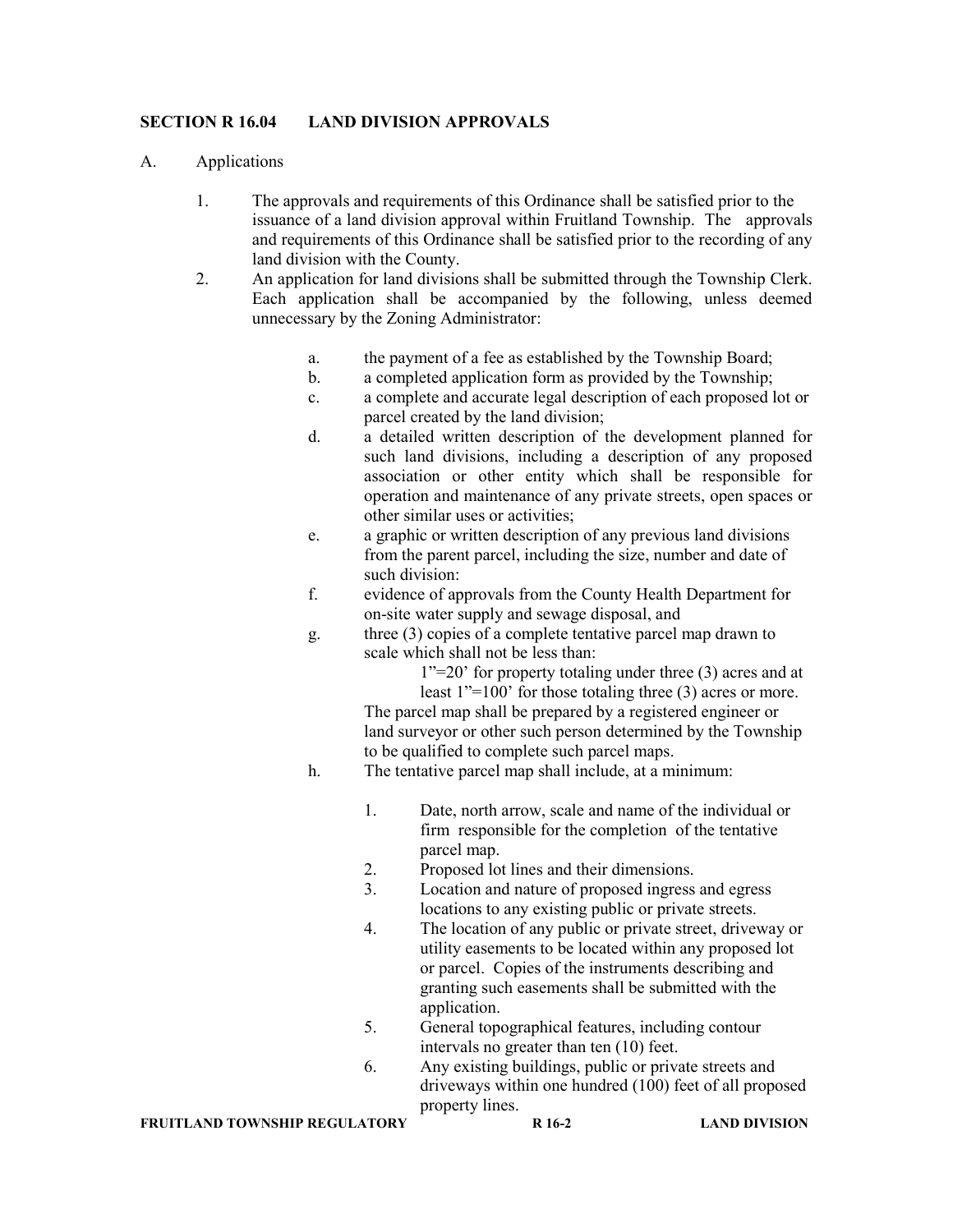## SECTION R 16.04 LAND DIVISION APPROVALS

A. Applications

1. The approvals and requirements of this Ordinance shall be satisfied prior to the issuance of a land division approval within Fruitland Township. The approvals and requirements of this Ordinance shall be satisfied prior to the recording of any land division with the County.
2. An application for land divisions shall be submitted through the Township Clerk. Each application shall be accompanied by the following, unless deemed unnecessary by the Zoning Administrator:

   a. the payment of a fee as established by the Township Board;
   
   b. a completed application form as provided by the Township;
   
   c. a complete and accurate legal description of each proposed lot or parcel created by the land division;
   
   d. a detailed written description of the development planned for such land divisions, including a description of any proposed association or other entity which shall be responsible for operation and maintenance of any private streets, open spaces or other similar uses or activities;
   
   e. a graphic or written description of any previous land divisions from the parent parcel, including the size, number and date of such division:
   
   f. evidence of approvals from the County Health Department for on-site water supply and sewage disposal, and
   
   g. three (3) copies of a complete tentative parcel map drawn to scale which shall not be less than:
   
      1"=20' for property totaling under three (3) acres and at least 1"=100' for those totaling three (3) acres or more.
   
      The parcel map shall be prepared by a registered engineer or land surveyor or other such person determined by the Township to be qualified to complete such parcel maps.
   
   h. The tentative parcel map shall include, at a minimum:
   
      1. Date, north arrow, scale and name of the individual or firm responsible for the completion of the tentative parcel map.
      2. Proposed lot lines and their dimensions.
      3. Location and nature of proposed ingress and egress locations to any existing public or private streets.
      4. The location of any public or private street, driveway or utility easements to be located within any proposed lot or parcel. Copies of the instruments describing and granting such easements shall be submitted with the application.
      5. General topographical features, including contour intervals no greater than ten (10) feet.
      6. Any existing buildings, public or private streets and driveways within one hundred (100) feet of all proposed property lines.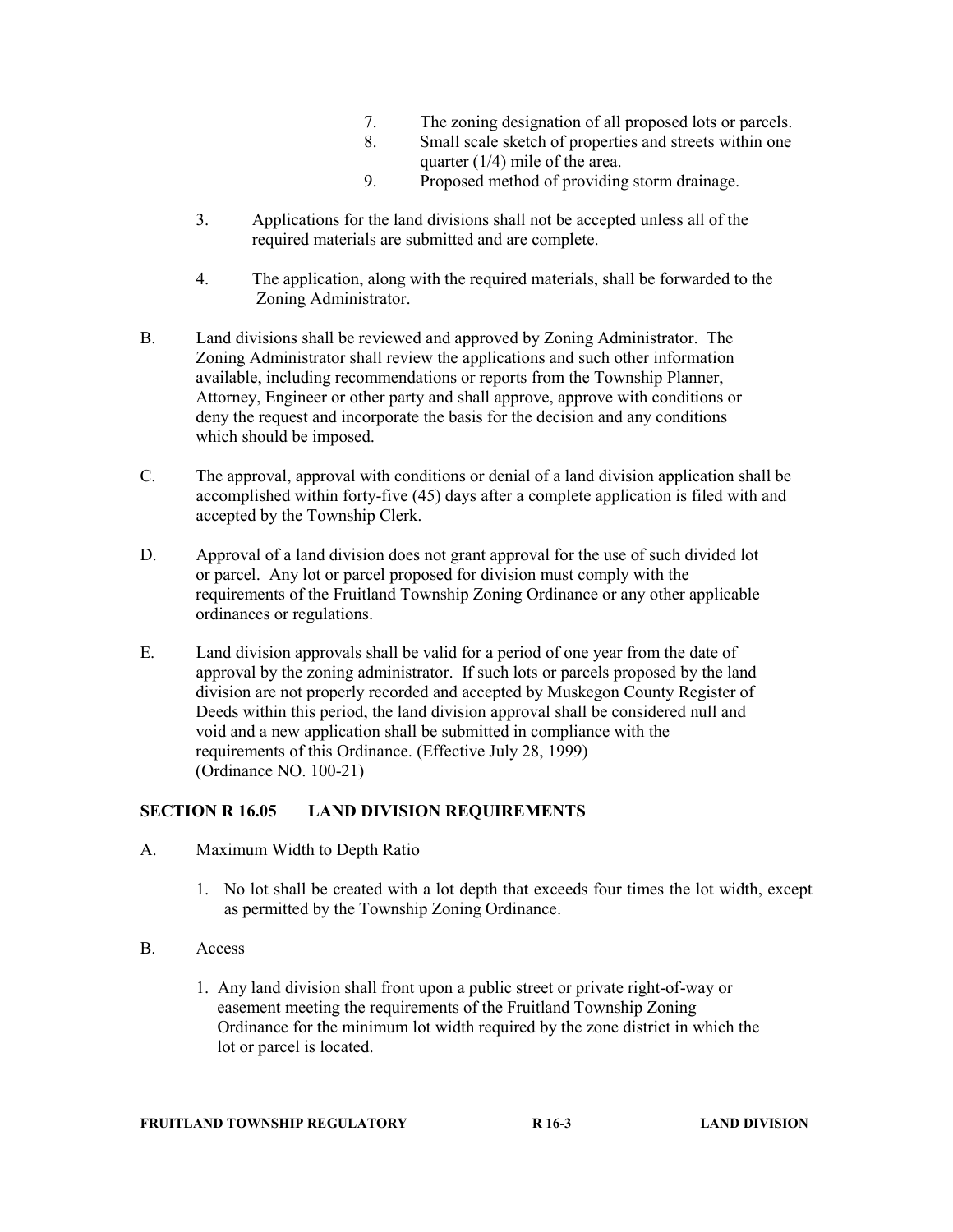7. The zoning designation of all proposed lots or parcels.
8. Small scale sketch of properties and streets within one quarter (1/4) mile of the area.
9. Proposed method of providing storm drainage.

3. Applications for the land divisions shall not be accepted unless all of the required materials are submitted and are complete.

4. The application, along with the required materials, shall be forwarded to the Zoning Administrator.

B. Land divisions shall be reviewed and approved by Zoning Administrator. The Zoning Administrator shall review the applications and such other information available, including recommendations or reports from the Township Planner, Attorney, Engineer or other party and shall approve, approve with conditions or deny the request and incorporate the basis for the decision and any conditions which should be imposed.

C. The approval, approval with conditions or denial of a land division application shall be accomplished within forty-five (45) days after a complete application is filed with and accepted by the Township Clerk.

D. Approval of a land division does not grant approval for the use of such divided lot or parcel. Any lot or parcel proposed for division must comply with the requirements of the Fruitland Township Zoning Ordinance or any other applicable ordinances or regulations.

E. Land division approvals shall be valid for a period of one year from the date of approval by the zoning administrator. If such lots or parcels proposed by the land division are not properly recorded and accepted by Muskegon County Register of Deeds within this period, the land division approval shall be considered null and void and a new application shall be submitted in compliance with the requirements of this Ordinance. (Effective July 28, 1999) (Ordinance NO. 100-21)

## SECTION R 16.05 LAND DIVISION REQUIREMENTS

A. Maximum Width to Depth Ratio

1. No lot shall be created with a lot depth that exceeds four times the lot width, except as permitted by the Township Zoning Ordinance.

B. Access

1. Any land division shall front upon a public street or private right-of-way or easement meeting the requirements of the Fruitland Township Zoning Ordinance for the minimum lot width required by the zone district in which the lot or parcel is located.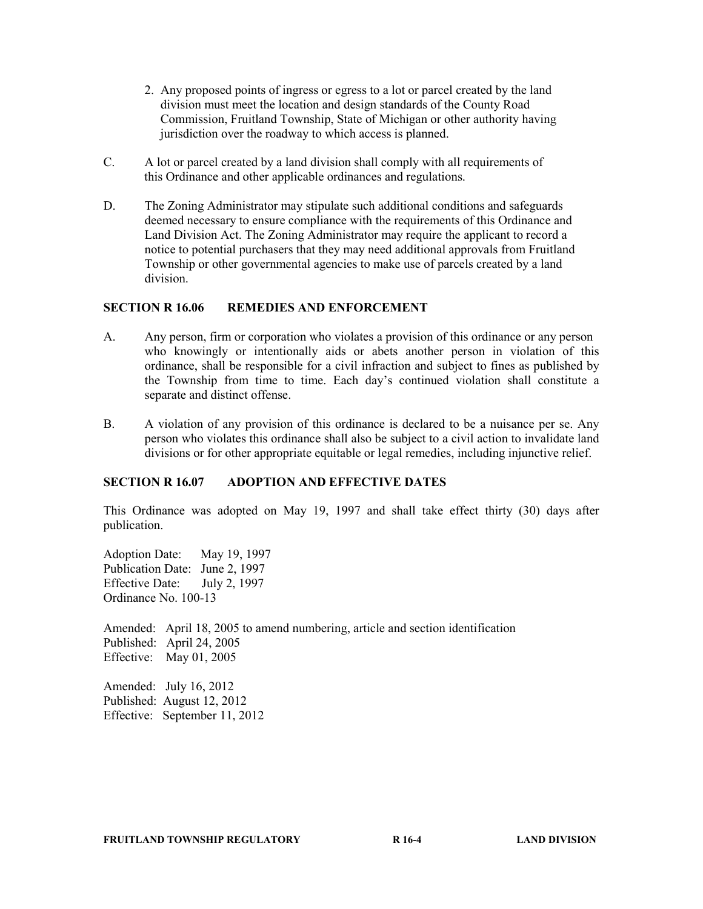2. Any proposed points of ingress or egress to a lot or parcel created by the land division must meet the location and design standards of the County Road Commission, Fruitland Township, State of Michigan or other authority having jurisdiction over the roadway to which access is planned.

C. A lot or parcel created by a land division shall comply with all requirements of this Ordinance and other applicable ordinances and regulations.

D. The Zoning Administrator may stipulate such additional conditions and safeguards deemed necessary to ensure compliance with the requirements of this Ordinance and Land Division Act. The Zoning Administrator may require the applicant to record a notice to potential purchasers that they may need additional approvals from Fruitland Township or other governmental agencies to make use of parcels created by a land division.

## SECTION R 16.06 REMEDIES AND ENFORCEMENT

A. Any person, firm or corporation who violates a provision of this ordinance or any person who knowingly or intentionally aids or abets another person in violation of this ordinance, shall be responsible for a civil infraction and subject to fines as published by the Township from time to time. Each day's continued violation shall constitute a separate and distinct offense.

B. A violation of any provision of this ordinance is declared to be a nuisance per se. Any person who violates this ordinance shall also be subject to a civil action to invalidate land divisions or for other appropriate equitable or legal remedies, including injunctive relief.

## SECTION R 16.07 ADOPTION AND EFFECTIVE DATES

This Ordinance was adopted on May 19, 1997 and shall take effect thirty (30) days after publication.

Adoption Date: May 19, 1997
Publication Date: June 2, 1997
Effective Date: July 2, 1997
Ordinance No. 100-13

Amended: April 18, 2005 to amend numbering, article and section identification
Published: April 24, 2005
Effective: May 01, 2005

Amended: July 16, 2012
Published: August 12, 2012
Effective: September 11, 2012